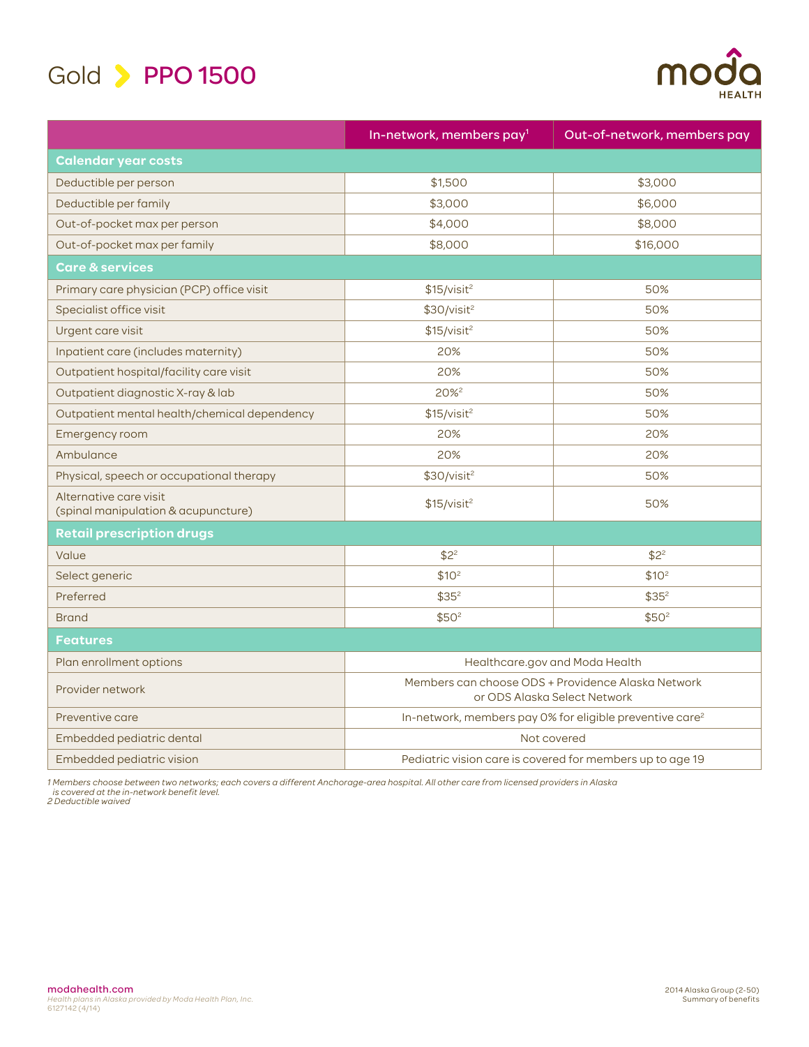# Gold > PPO 1500

moda HEALTH

| | In-network, members pay[1] | Out-of-network, members pay |
|---|---|---|
| **Calendar year costs** | | |
| Deductible per person | $1,500 | $3,000 |
| Deductible per family | $3,000 | $6,000 |
| Out-of-pocket max per person | $4,000 | $8,000 |
| Out-of-pocket max per family | $8,000 | $16,000 |
| **Care & services** | | |
| Primary care physician (PCP) office visit | $15/visit[2] | 50% |
| Specialist office visit | $30/visit[2] | 50% |
| Urgent care visit | $15/visit[2] | 50% |
| Inpatient care (includes maternity) | 20% | 50% |
| Outpatient hospital/facility care visit | 20% | 50% |
| Outpatient diagnostic X-ray & lab | 20%[2] | 50% |
| Outpatient mental health/chemical dependency | $15/visit[2] | 50% |
| Emergency room | 20% | 20% |
| Ambulance | 20% | 20% |
| Physical, speech or occupational therapy | $30/visit[2] | 50% |
| Alternative care visit (spinal manipulation & acupuncture) | $15/visit[2] | 50% |
| **Retail prescription drugs** | | |
| Value | $2[2] | $2[2] |
| Select generic | $10[2] | $10[2] |
| Preferred | $35[2] | $35[2] |
| Brand | $50[2] | $50[2] |
| **Features** | | |
| Plan enrollment options | Healthcare.gov and Moda Health | |
| Provider network | Members can choose ODS + Providence Alaska Network or ODS Alaska Select Network | |
| Preventive care | In-network, members pay 0% for eligible preventive care[2] | |
| Embedded pediatric dental | Not covered | |
| Embedded pediatric vision | Pediatric vision care is covered for members up to age 19 | |

*1 Members choose between two networks; each covers a different Anchorage-area hospital. All other care from licensed providers in Alaska is covered at the in-network benefit level.*
*2 Deductible waived*

modahealth.com
*Health plans in Alaska provided by Moda Health Plan, Inc.*
6127142 (4/14)

2014 Alaska Group (2-50)
Summary of benefits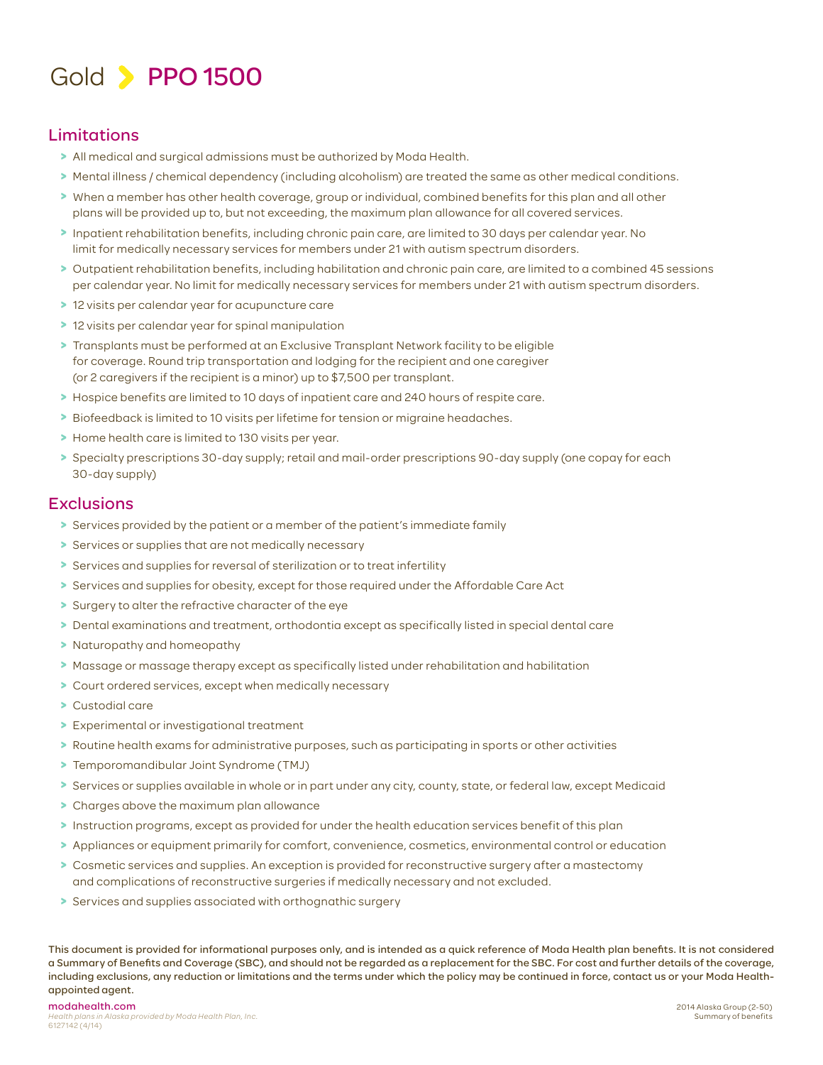# Gold › PPO 1500

## Limitations

- All medical and surgical admissions must be authorized by Moda Health.
- Mental illness / chemical dependency (including alcoholism) are treated the same as other medical conditions.
- When a member has other health coverage, group or individual, combined benefits for this plan and all other plans will be provided up to, but not exceeding, the maximum plan allowance for all covered services.
- Inpatient rehabilitation benefits, including chronic pain care, are limited to 30 days per calendar year. No limit for medically necessary services for members under 21 with autism spectrum disorders.
- Outpatient rehabilitation benefits, including habilitation and chronic pain care, are limited to a combined 45 sessions per calendar year. No limit for medically necessary services for members under 21 with autism spectrum disorders.
- 12 visits per calendar year for acupuncture care
- 12 visits per calendar year for spinal manipulation
- Transplants must be performed at an Exclusive Transplant Network facility to be eligible for coverage. Round trip transportation and lodging for the recipient and one caregiver (or 2 caregivers if the recipient is a minor) up to $7,500 per transplant.
- Hospice benefits are limited to 10 days of inpatient care and 240 hours of respite care.
- Biofeedback is limited to 10 visits per lifetime for tension or migraine headaches.
- Home health care is limited to 130 visits per year.
- Specialty prescriptions 30-day supply; retail and mail-order prescriptions 90-day supply (one copay for each 30-day supply)

## Exclusions

- Services provided by the patient or a member of the patient's immediate family
- Services or supplies that are not medically necessary
- Services and supplies for reversal of sterilization or to treat infertility
- Services and supplies for obesity, except for those required under the Affordable Care Act
- Surgery to alter the refractive character of the eye
- Dental examinations and treatment, orthodontia except as specifically listed in special dental care
- Naturopathy and homeopathy
- Massage or massage therapy except as specifically listed under rehabilitation and habilitation
- Court ordered services, except when medically necessary
- Custodial care
- Experimental or investigational treatment
- Routine health exams for administrative purposes, such as participating in sports or other activities
- Temporomandibular Joint Syndrome (TMJ)
- Services or supplies available in whole or in part under any city, county, state, or federal law, except Medicaid
- Charges above the maximum plan allowance
- Instruction programs, except as provided for under the health education services benefit of this plan
- Appliances or equipment primarily for comfort, convenience, cosmetics, environmental control or education
- Cosmetic services and supplies. An exception is provided for reconstructive surgery after a mastectomy and complications of reconstructive surgeries if medically necessary and not excluded.
- Services and supplies associated with orthognathic surgery

**This document is provided for informational purposes only, and is intended as a quick reference of Moda Health plan benefits. It is not considered a Summary of Benefits and Coverage (SBC), and should not be regarded as a replacement for the SBC. For cost and further details of the coverage, including exclusions, any reduction or limitations and the terms under which the policy may be continued in force, contact us or your Moda Health-appointed agent.**

modahealth.com
*Health plans in Alaska provided by Moda Health Plan, Inc.*
6127142 (4/14)

2014 Alaska Group (2-50)
Summary of benefits